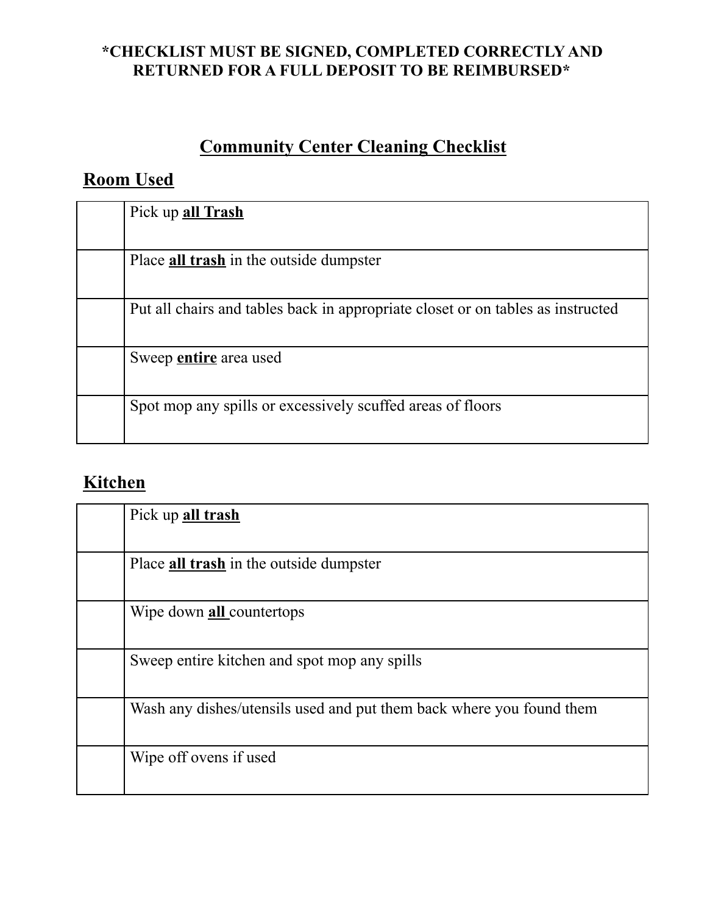**\*CHECKLIST MUST BE SIGNED, COMPLETED CORRECTLY AND RETURNED FOR A FULL DEPOSIT TO BE REIMBURSED\***

# Community Center Cleaning Checklist

## Room Used

| | |
|---|---|
| | Pick up **all Trash** |
| | Place **all trash** in the outside dumpster |
| | Put all chairs and tables back in appropriate closet or on tables as instructed |
| | Sweep **entire** area used |
| | Spot mop any spills or excessively scuffed areas of floors |

## Kitchen

| | |
|---|---|
| | Pick up **all trash** |
| | Place **all trash** in the outside dumpster |
| | Wipe down **all** countertops |
| | Sweep entire kitchen and spot mop any spills |
| | Wash any dishes/utensils used and put them back where you found them |
| | Wipe off ovens if used |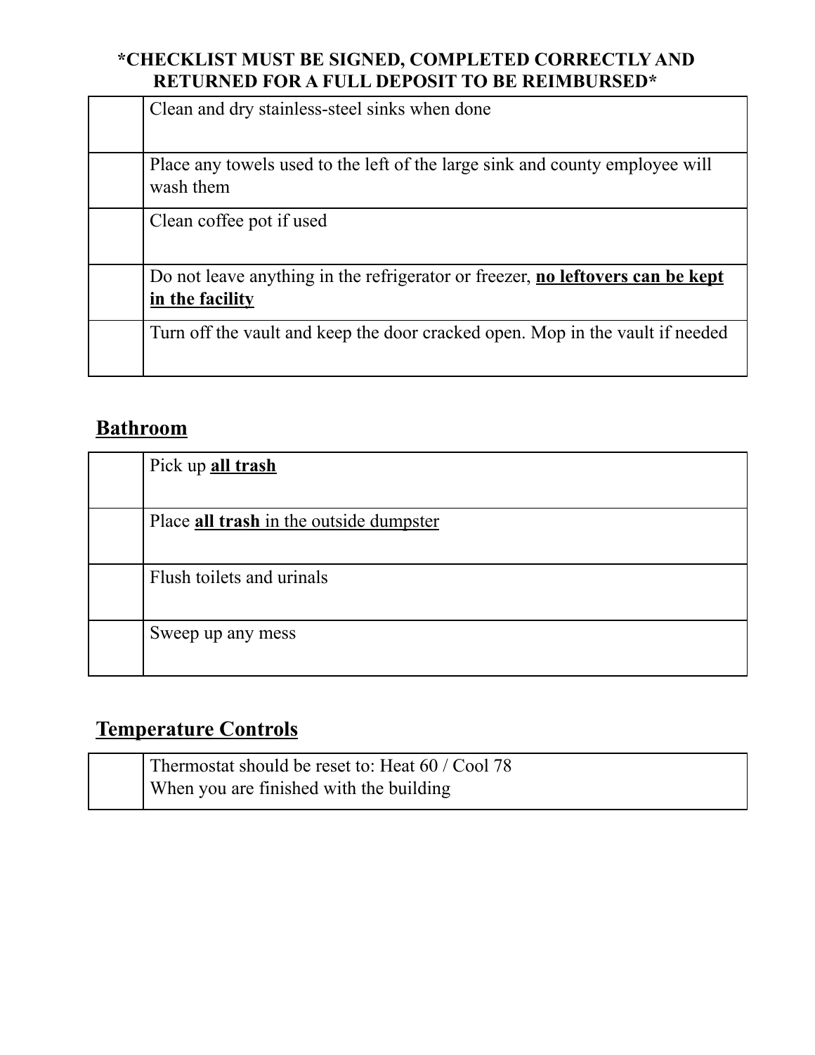**\*CHECKLIST MUST BE SIGNED, COMPLETED CORRECTLY AND RETURNED FOR A FULL DEPOSIT TO BE REIMBURSED\***

| | |
|---|---|
| | Clean and dry stainless-steel sinks when done |
| | Place any towels used to the left of the large sink and county employee will wash them |
| | Clean coffee pot if used |
| | Do not leave anything in the refrigerator or freezer, <u>**no leftovers can be kept in the facility**</u> |
| | Turn off the vault and keep the door cracked open. Mop in the vault if needed |

## <u>Bathroom</u>

| | |
|---|---|
| | Pick up <u>**all trash**</u> |
| | Place <u>**all trash** in the outside dumpster</u> |
| | Flush toilets and urinals |
| | Sweep up any mess |

## <u>Temperature Controls</u>

| | |
|---|---|
| | Thermostat should be reset to: Heat 60 / Cool 78<br>When you are finished with the building |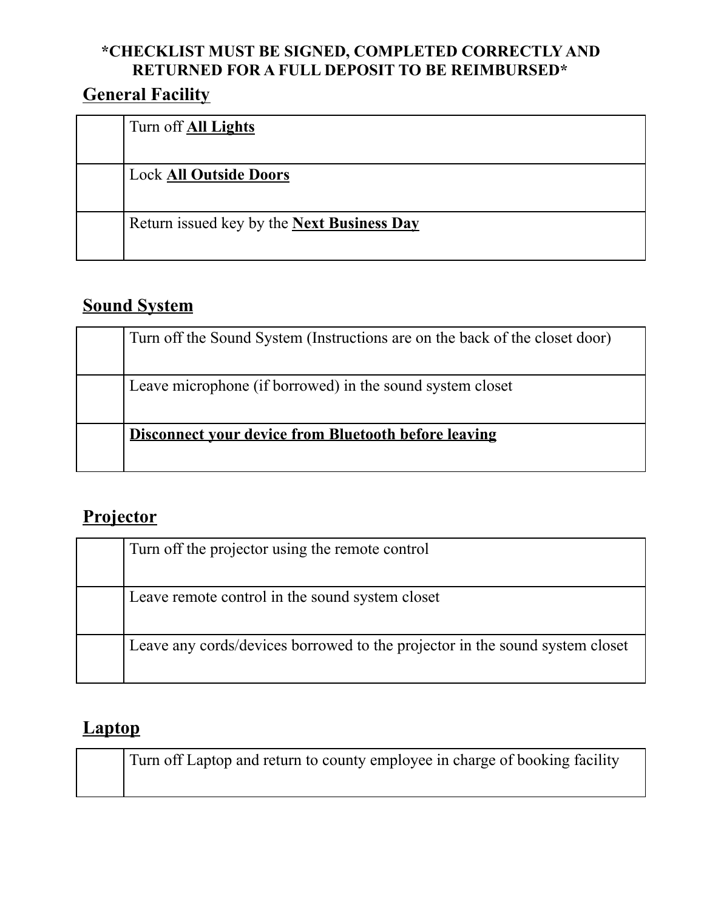**\*CHECKLIST MUST BE SIGNED, COMPLETED CORRECTLY AND RETURNED FOR A FULL DEPOSIT TO BE REIMBURSED\***

## General Facility

| | |
|---|---|
| | Turn off **All Lights** |
| | Lock **All Outside Doors** |
| | Return issued key by the **Next Business Day** |

## Sound System

| | |
|---|---|
| | Turn off the Sound System (Instructions are on the back of the closet door) |
| | Leave microphone (if borrowed) in the sound system closet |
| | **Disconnect your device from Bluetooth before leaving** |

## Projector

| | |
|---|---|
| | Turn off the projector using the remote control |
| | Leave remote control in the sound system closet |
| | Leave any cords/devices borrowed to the projector in the sound system closet |

## Laptop

| | |
|---|---|
| | Turn off Laptop and return to county employee in charge of booking facility |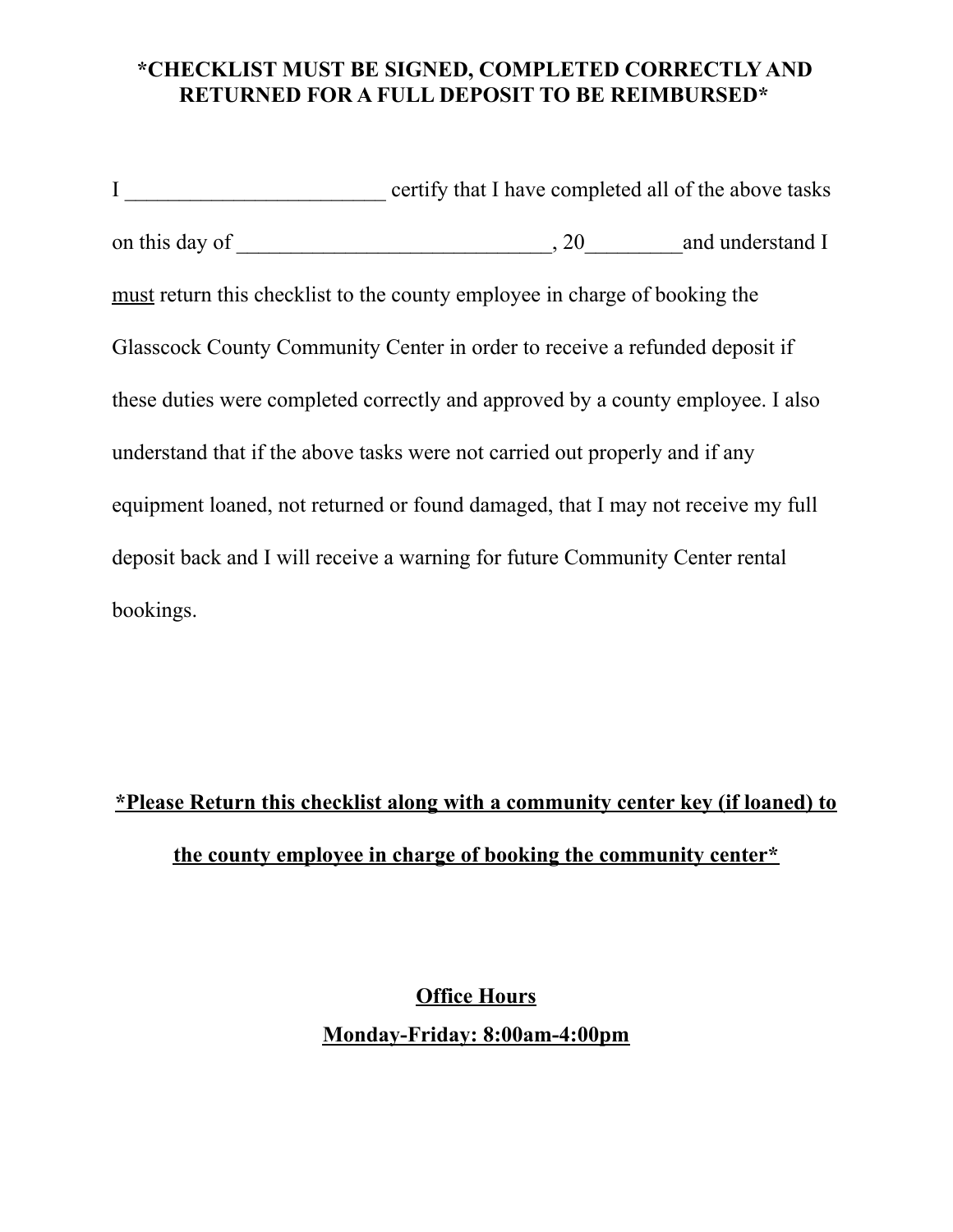**\*CHECKLIST MUST BE SIGNED, COMPLETED CORRECTLY AND RETURNED FOR A FULL DEPOSIT TO BE REIMBURSED\***

I ________________________ certify that I have completed all of the above tasks on this day of _____________________________, 20_________and understand I <u>must</u> return this checklist to the county employee in charge of booking the Glasscock County Community Center in order to receive a refunded deposit if these duties were completed correctly and approved by a county employee. I also understand that if the above tasks were not carried out properly and if any equipment loaned, not returned or found damaged, that I may not receive my full deposit back and I will receive a warning for future Community Center rental bookings.

<u>**\*Please Return this checklist along with a community center key (if loaned) to the county employee in charge of booking the community center\***</u>

<u>**Office Hours**</u>

<u>**Monday-Friday: 8:00am-4:00pm**</u>